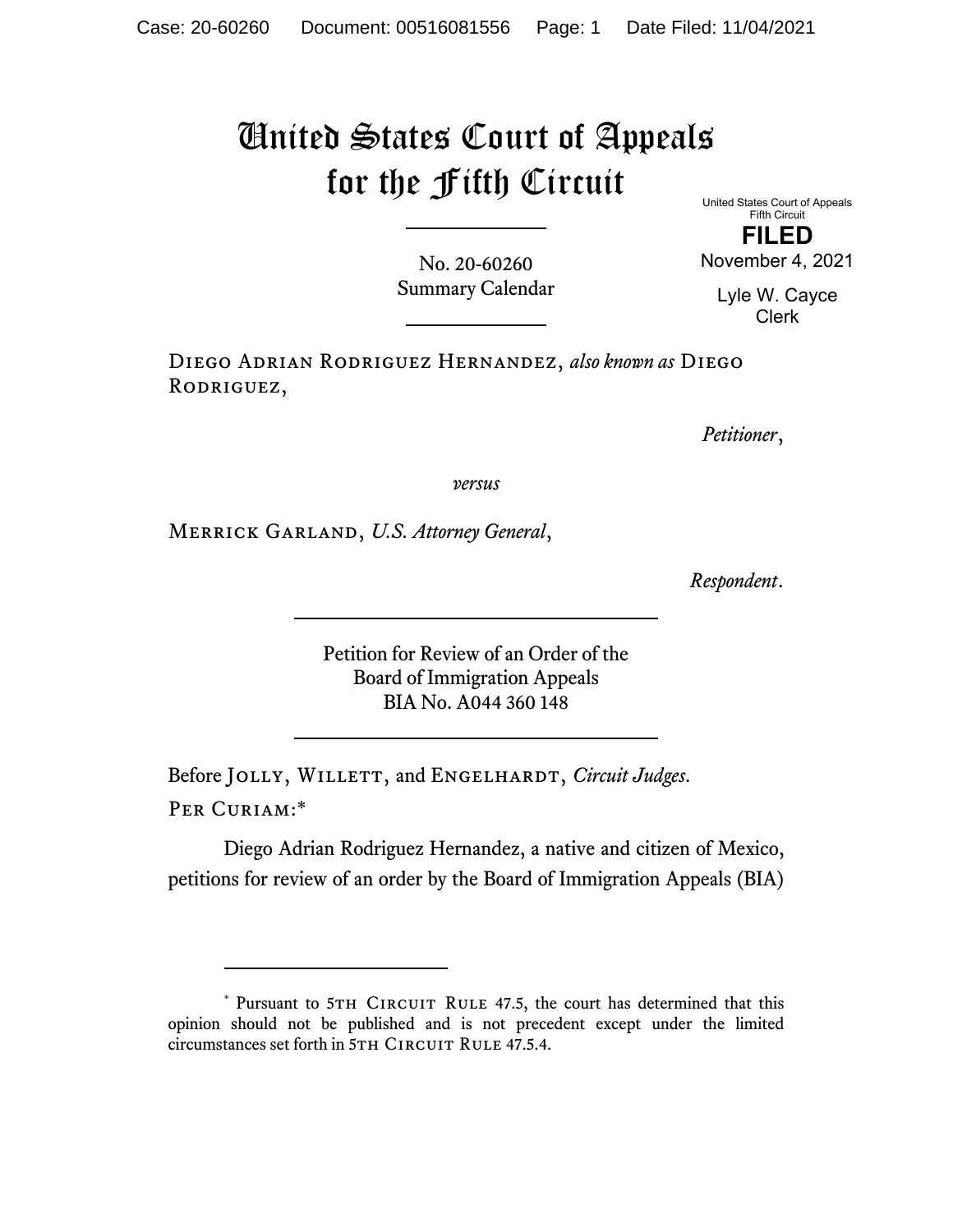# United States Court of Appeals for the Fifth Circuit

United States Court of Appeals
Fifth Circuit

**FILED**

November 4, 2021

Lyle W. Cayce
Clerk

No. 20-60260
Summary Calendar

---

Diego Adrian Rodriguez Hernandez, *also known as* Diego Rodriguez,

*Petitioner*,

*versus*

Merrick Garland, *U.S. Attorney General*,

*Respondent*.

---

Petition for Review of an Order of the
Board of Immigration Appeals
BIA No. A044 360 148

---

Before Jolly, Willett, and Engelhardt, *Circuit Judges*.

Per Curiam:*

Diego Adrian Rodriguez Hernandez, a native and citizen of Mexico, petitions for review of an order by the Board of Immigration Appeals (BIA)

---

\* Pursuant to 5th Circuit Rule 47.5, the court has determined that this opinion should not be published and is not precedent except under the limited circumstances set forth in 5th Circuit Rule 47.5.4.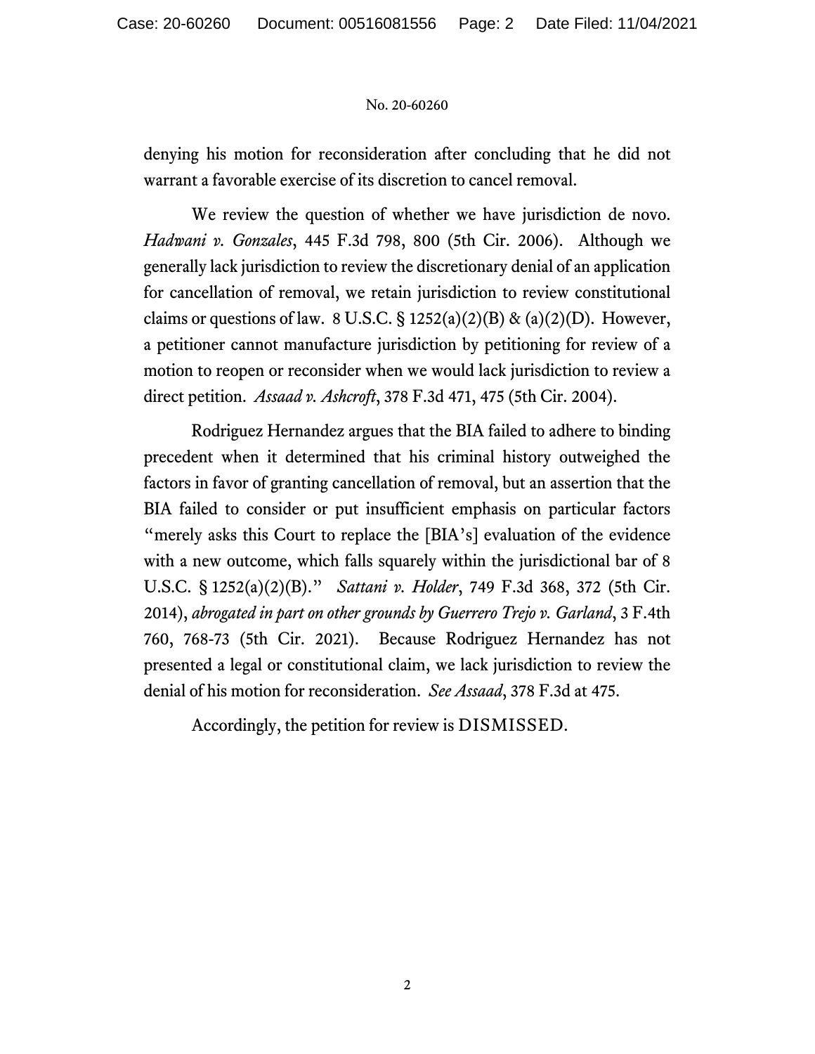denying his motion for reconsideration after concluding that he did not warrant a favorable exercise of its discretion to cancel removal.

We review the question of whether we have jurisdiction de novo. *Hadwani v. Gonzales*, 445 F.3d 798, 800 (5th Cir. 2006). Although we generally lack jurisdiction to review the discretionary denial of an application for cancellation of removal, we retain jurisdiction to review constitutional claims or questions of law. 8 U.S.C. § 1252(a)(2)(B) & (a)(2)(D). However, a petitioner cannot manufacture jurisdiction by petitioning for review of a motion to reopen or reconsider when we would lack jurisdiction to review a direct petition. *Assaad v. Ashcroft*, 378 F.3d 471, 475 (5th Cir. 2004).

Rodriguez Hernandez argues that the BIA failed to adhere to binding precedent when it determined that his criminal history outweighed the factors in favor of granting cancellation of removal, but an assertion that the BIA failed to consider or put insufficient emphasis on particular factors "merely asks this Court to replace the [BIA's] evaluation of the evidence with a new outcome, which falls squarely within the jurisdictional bar of 8 U.S.C. § 1252(a)(2)(B)." *Sattani v. Holder*, 749 F.3d 368, 372 (5th Cir. 2014), *abrogated in part on other grounds by Guerrero Trejo v. Garland*, 3 F.4th 760, 768-73 (5th Cir. 2021). Because Rodriguez Hernandez has not presented a legal or constitutional claim, we lack jurisdiction to review the denial of his motion for reconsideration. *See Assaad*, 378 F.3d at 475.

Accordingly, the petition for review is DISMISSED.